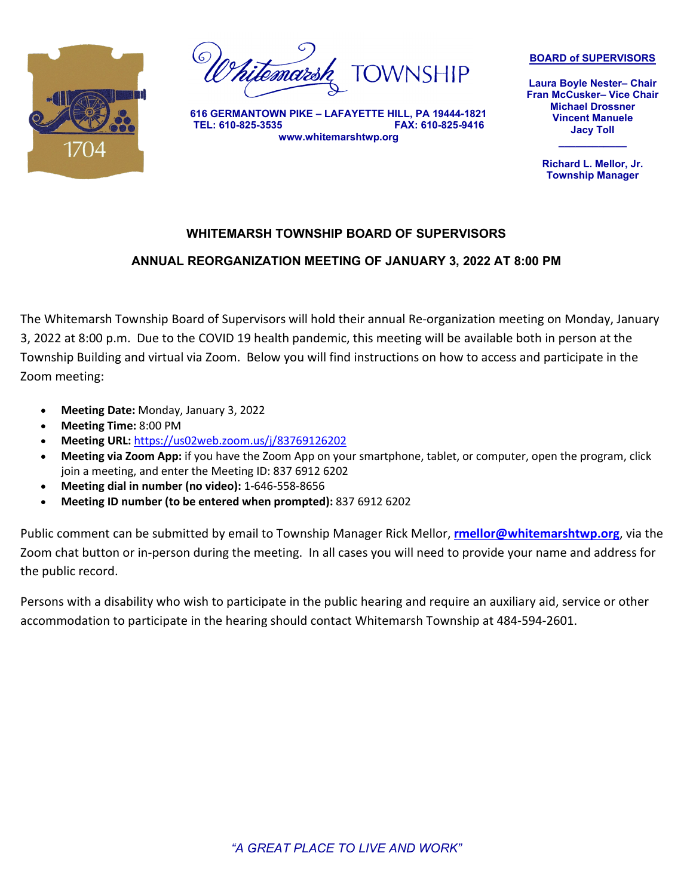Whitemarsh TOWNSHIP

616 GERMANTOWN PIKE – LAFAYETTE HILL, PA 19444-1821
TEL: 610-825-3535 FAX: 610-825-9416
www.whitemarshtwp.org

**BOARD of SUPERVISORS**

**Laura Boyle Nester– Chair**
**Fran McCusker– Vice Chair**
**Michael Drossner**
**Vincent Manuele**
**Jacy Toll**

**Richard L. Mellor, Jr.**
**Township Manager**

## WHITEMARSH TOWNSHIP BOARD OF SUPERVISORS

## ANNUAL REORGANIZATION MEETING OF JANUARY 3, 2022 AT 8:00 PM

The Whitemarsh Township Board of Supervisors will hold their annual Re-organization meeting on Monday, January 3, 2022 at 8:00 p.m. Due to the COVID 19 health pandemic, this meeting will be available both in person at the Township Building and virtual via Zoom. Below you will find instructions on how to access and participate in the Zoom meeting:

- **Meeting Date:** Monday, January 3, 2022
- **Meeting Time:** 8:00 PM
- **Meeting URL:** https://us02web.zoom.us/j/83769126202
- **Meeting via Zoom App:** if you have the Zoom App on your smartphone, tablet, or computer, open the program, click join a meeting, and enter the Meeting ID: 837 6912 6202
- **Meeting dial in number (no video):** 1-646-558-8656
- **Meeting ID number (to be entered when prompted):** 837 6912 6202

Public comment can be submitted by email to Township Manager Rick Mellor, **rmellor@whitemarshtwp.org**, via the Zoom chat button or in-person during the meeting. In all cases you will need to provide your name and address for the public record.

Persons with a disability who wish to participate in the public hearing and require an auxiliary aid, service or other accommodation to participate in the hearing should contact Whitemarsh Township at 484-594-2601.

*"A GREAT PLACE TO LIVE AND WORK"*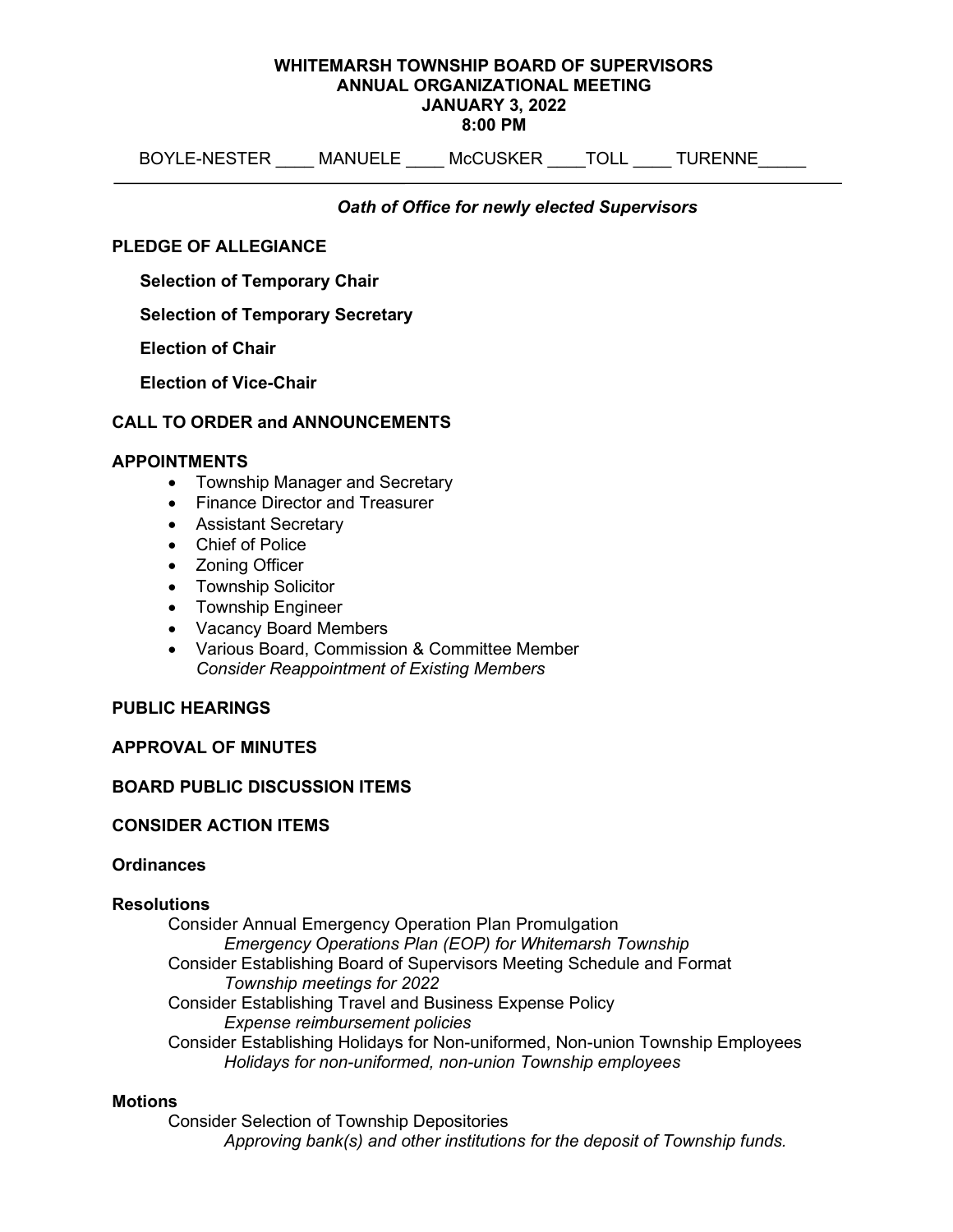**WHITEMARSH TOWNSHIP BOARD OF SUPERVISORS**
**ANNUAL ORGANIZATIONAL MEETING**
**JANUARY 3, 2022**
**8:00 PM**

BOYLE-NESTER ____ MANUELE ____ McCUSKER ____TOLL ____ TURENNE_____

---

***Oath of Office for newly elected Supervisors***

**PLEDGE OF ALLEGIANCE**

**Selection of Temporary Chair**

**Selection of Temporary Secretary**

**Election of Chair**

**Election of Vice-Chair**

**CALL TO ORDER and ANNOUNCEMENTS**

**APPOINTMENTS**

- Township Manager and Secretary
- Finance Director and Treasurer
- Assistant Secretary
- Chief of Police
- Zoning Officer
- Township Solicitor
- Township Engineer
- Vacancy Board Members
- Various Board, Commission & Committee Member
  *Consider Reappointment of Existing Members*

**PUBLIC HEARINGS**

**APPROVAL OF MINUTES**

**BOARD PUBLIC DISCUSSION ITEMS**

**CONSIDER ACTION ITEMS**

**Ordinances**

**Resolutions**

Consider Annual Emergency Operation Plan Promulgation
*Emergency Operations Plan (EOP) for Whitemarsh Township*

Consider Establishing Board of Supervisors Meeting Schedule and Format
*Township meetings for 2022*

Consider Establishing Travel and Business Expense Policy
*Expense reimbursement policies*

Consider Establishing Holidays for Non-uniformed, Non-union Township Employees
*Holidays for non-uniformed, non-union Township employees*

**Motions**

Consider Selection of Township Depositories
*Approving bank(s) and other institutions for the deposit of Township funds.*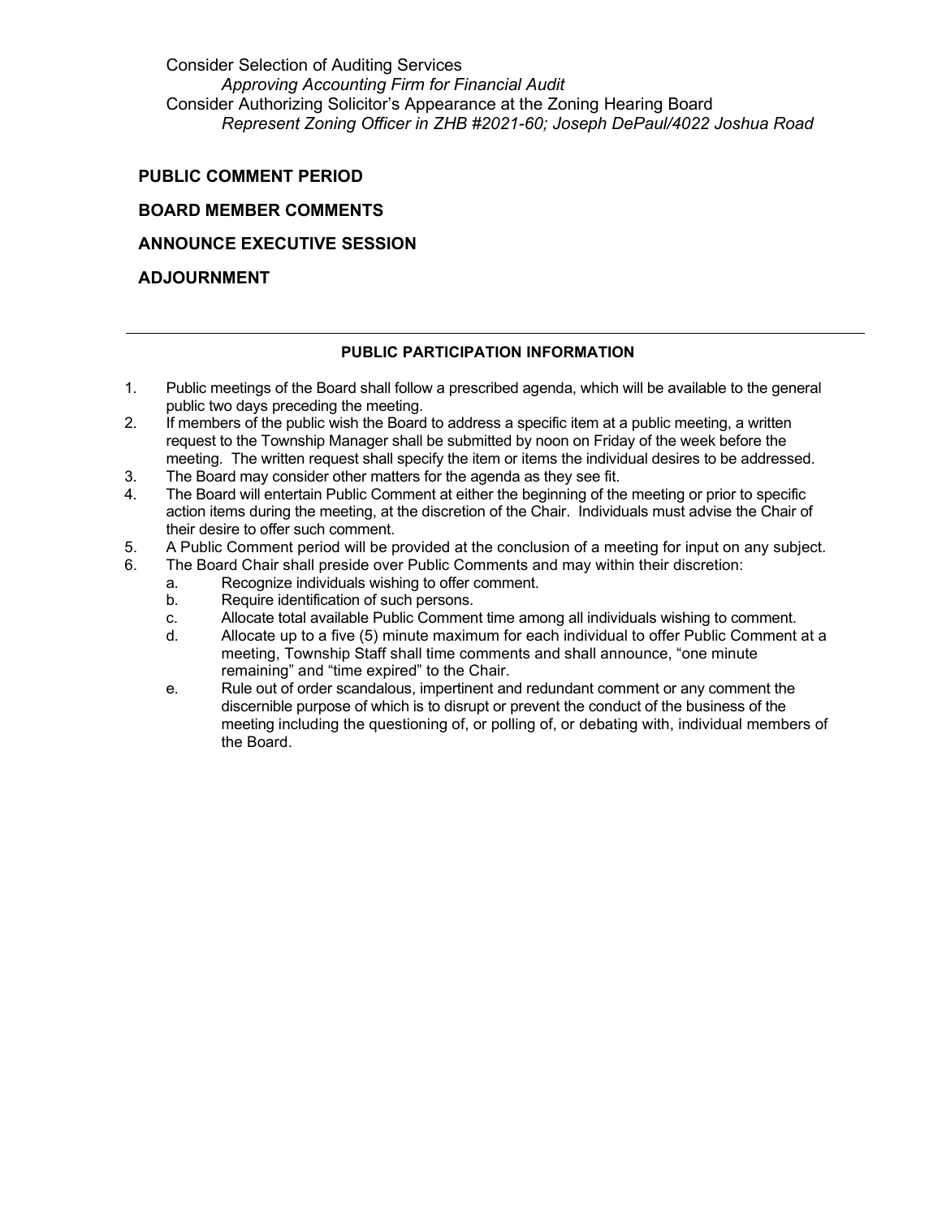Consider Selection of Auditing Services

*Approving Accounting Firm for Financial Audit*

Consider Authorizing Solicitor's Appearance at the Zoning Hearing Board

*Represent Zoning Officer in ZHB #2021-60; Joseph DePaul/4022 Joshua Road*

**PUBLIC COMMENT PERIOD**

**BOARD MEMBER COMMENTS**

**ANNOUNCE EXECUTIVE SESSION**

**ADJOURNMENT**

---

**PUBLIC PARTICIPATION INFORMATION**

1. Public meetings of the Board shall follow a prescribed agenda, which will be available to the general public two days preceding the meeting.
2. If members of the public wish the Board to address a specific item at a public meeting, a written request to the Township Manager shall be submitted by noon on Friday of the week before the meeting. The written request shall specify the item or items the individual desires to be addressed.
3. The Board may consider other matters for the agenda as they see fit.
4. The Board will entertain Public Comment at either the beginning of the meeting or prior to specific action items during the meeting, at the discretion of the Chair. Individuals must advise the Chair of their desire to offer such comment.
5. A Public Comment period will be provided at the conclusion of a meeting for input on any subject.
6. The Board Chair shall preside over Public Comments and may within their discretion:
   a. Recognize individuals wishing to offer comment.
   b. Require identification of such persons.
   c. Allocate total available Public Comment time among all individuals wishing to comment.
   d. Allocate up to a five (5) minute maximum for each individual to offer Public Comment at a meeting, Township Staff shall time comments and shall announce, "one minute remaining" and "time expired" to the Chair.
   e. Rule out of order scandalous, impertinent and redundant comment or any comment the discernible purpose of which is to disrupt or prevent the conduct of the business of the meeting including the questioning of, or polling of, or debating with, individual members of the Board.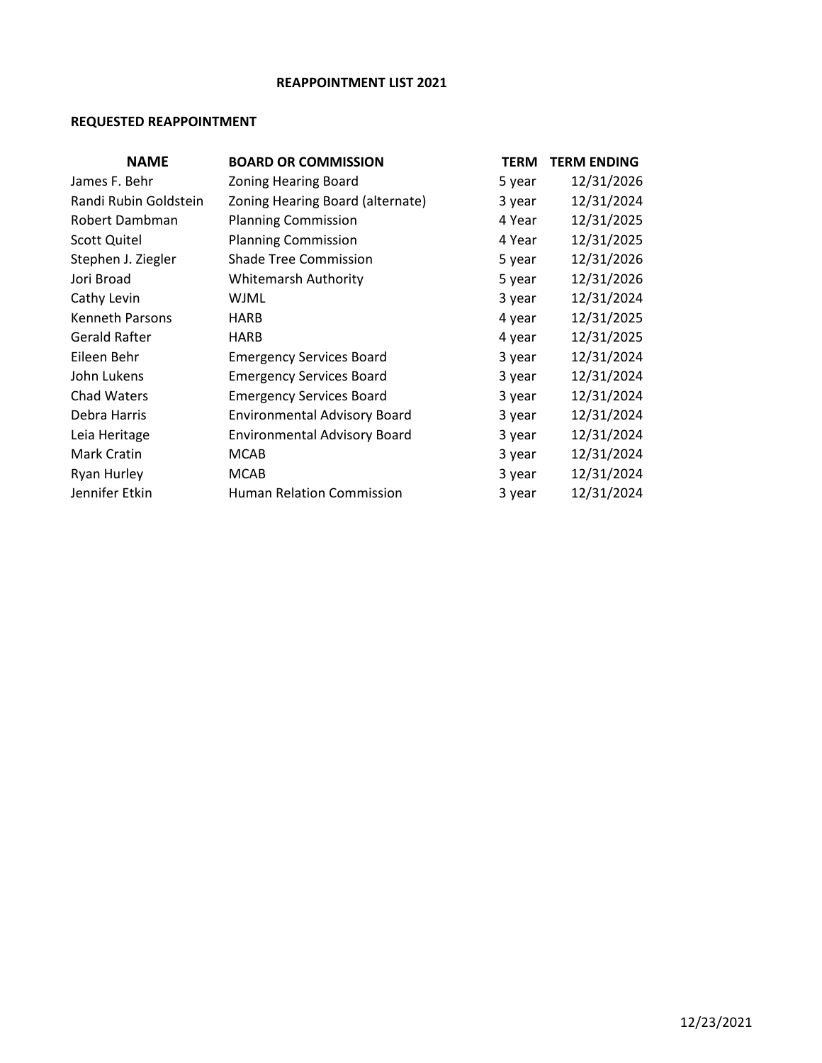**REAPPOINTMENT LIST 2021**

**REQUESTED REAPPOINTMENT**

| NAME | BOARD OR COMMISSION | TERM | TERM ENDING |
|---|---|---|---|
| James F. Behr | Zoning Hearing Board | 5 year | 12/31/2026 |
| Randi Rubin Goldstein | Zoning Hearing Board (alternate) | 3 year | 12/31/2024 |
| Robert Dambman | Planning Commission | 4 Year | 12/31/2025 |
| Scott Quitel | Planning Commission | 4 Year | 12/31/2025 |
| Stephen J. Ziegler | Shade Tree Commission | 5 year | 12/31/2026 |
| Jori Broad | Whitemarsh Authority | 5 year | 12/31/2026 |
| Cathy Levin | WJML | 3 year | 12/31/2024 |
| Kenneth Parsons | HARB | 4 year | 12/31/2025 |
| Gerald Rafter | HARB | 4 year | 12/31/2025 |
| Eileen Behr | Emergency Services Board | 3 year | 12/31/2024 |
| John Lukens | Emergency Services Board | 3 year | 12/31/2024 |
| Chad Waters | Emergency Services Board | 3 year | 12/31/2024 |
| Debra Harris | Environmental Advisory Board | 3 year | 12/31/2024 |
| Leia Heritage | Environmental Advisory Board | 3 year | 12/31/2024 |
| Mark Cratin | MCAB | 3 year | 12/31/2024 |
| Ryan Hurley | MCAB | 3 year | 12/31/2024 |
| Jennifer Etkin | Human Relation Commission | 3 year | 12/31/2024 |

12/23/2021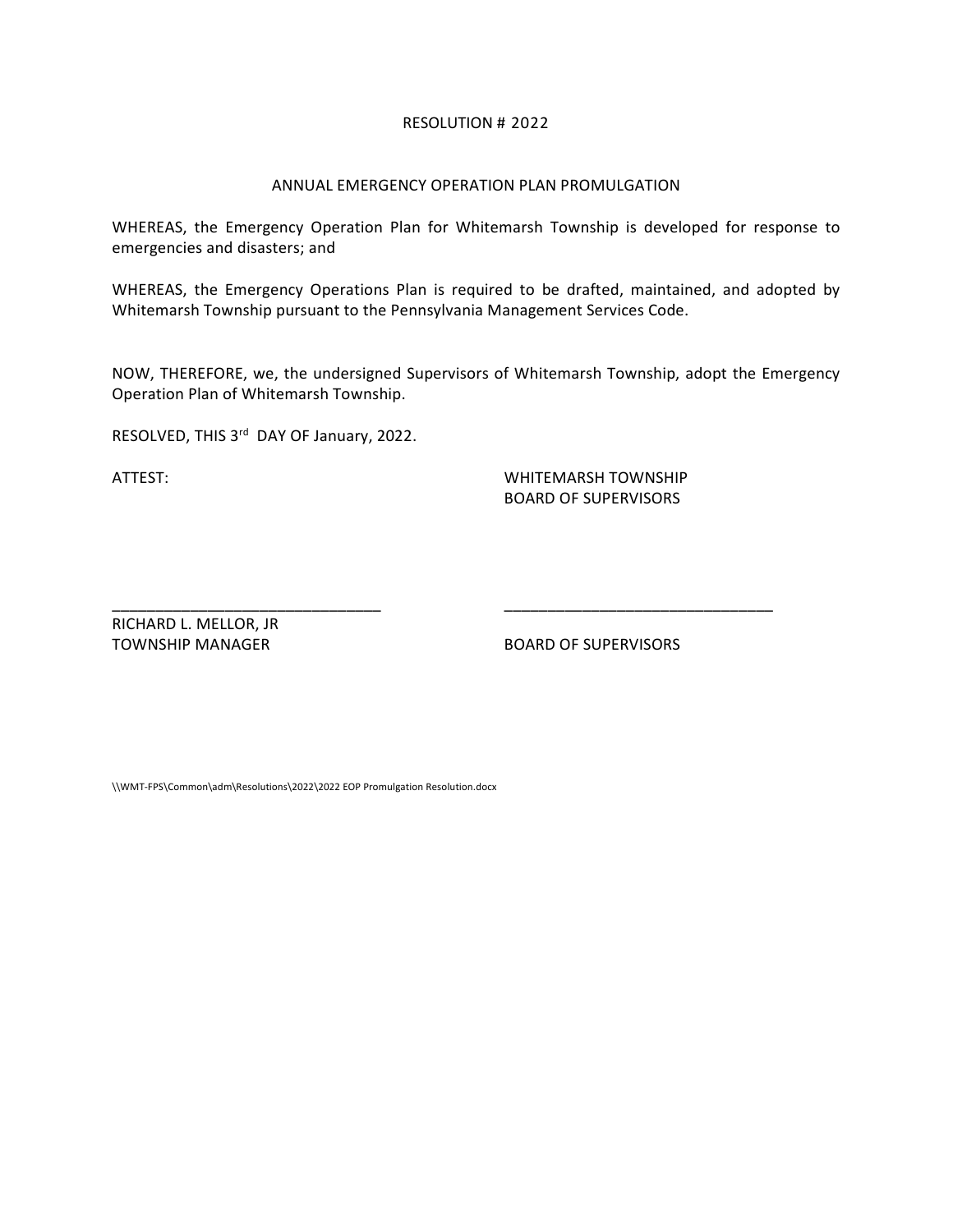RESOLUTION # 2022

ANNUAL EMERGENCY OPERATION PLAN PROMULGATION

WHEREAS, the Emergency Operation Plan for Whitemarsh Township is developed for response to emergencies and disasters; and

WHEREAS, the Emergency Operations Plan is required to be drafted, maintained, and adopted by Whitemarsh Township pursuant to the Pennsylvania Management Services Code.

NOW, THEREFORE, we, the undersigned Supervisors of Whitemarsh Township, adopt the Emergency Operation Plan of Whitemarsh Township.

RESOLVED, THIS 3rd DAY OF January, 2022.

ATTEST:

WHITEMARSH TOWNSHIP
BOARD OF SUPERVISORS

________________________________
RICHARD L. MELLOR, JR
TOWNSHIP MANAGER

________________________________
BOARD OF SUPERVISORS

\\WMT-FPS\Common\adm\Resolutions\2022\2022 EOP Promulgation Resolution.docx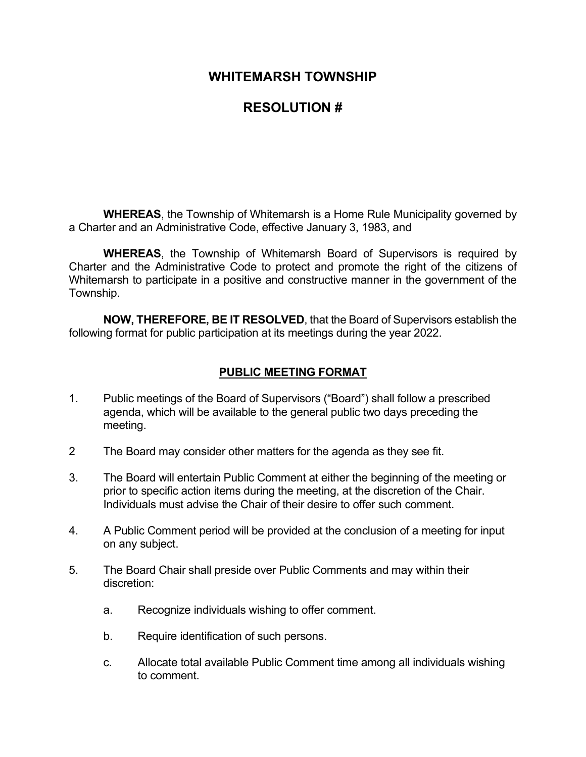# WHITEMARSH TOWNSHIP

# RESOLUTION #

**WHEREAS**, the Township of Whitemarsh is a Home Rule Municipality governed by a Charter and an Administrative Code, effective January 3, 1983, and

**WHEREAS**, the Township of Whitemarsh Board of Supervisors is required by Charter and the Administrative Code to protect and promote the right of the citizens of Whitemarsh to participate in a positive and constructive manner in the government of the Township.

**NOW, THEREFORE, BE IT RESOLVED**, that the Board of Supervisors establish the following format for public participation at its meetings during the year 2022.

## PUBLIC MEETING FORMAT

1. Public meetings of the Board of Supervisors ("Board") shall follow a prescribed agenda, which will be available to the general public two days preceding the meeting.

2 The Board may consider other matters for the agenda as they see fit.

3. The Board will entertain Public Comment at either the beginning of the meeting or prior to specific action items during the meeting, at the discretion of the Chair. Individuals must advise the Chair of their desire to offer such comment.

4. A Public Comment period will be provided at the conclusion of a meeting for input on any subject.

5. The Board Chair shall preside over Public Comments and may within their discretion:

   a. Recognize individuals wishing to offer comment.

   b. Require identification of such persons.

   c. Allocate total available Public Comment time among all individuals wishing to comment.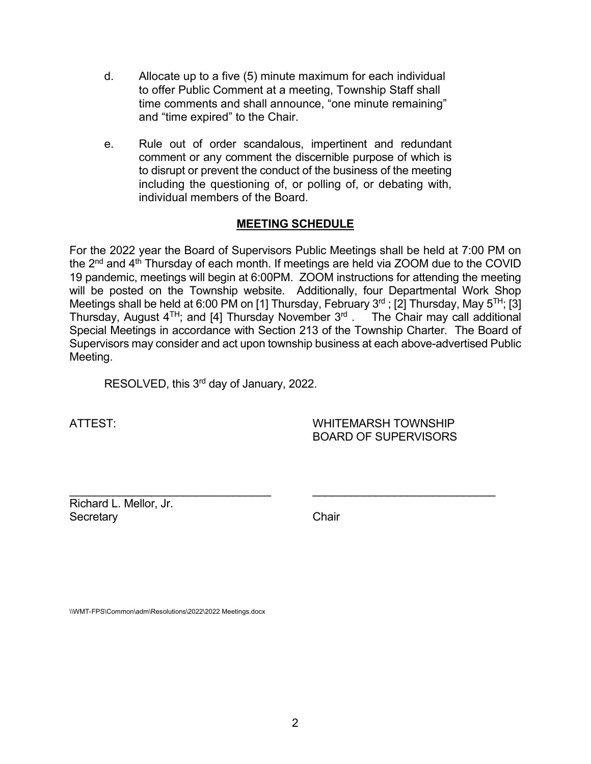d. Allocate up to a five (5) minute maximum for each individual to offer Public Comment at a meeting, Township Staff shall time comments and shall announce, "one minute remaining" and "time expired" to the Chair.

e. Rule out of order scandalous, impertinent and redundant comment or any comment the discernible purpose of which is to disrupt or prevent the conduct of the business of the meeting including the questioning of, or polling of, or debating with, individual members of the Board.

## MEETING SCHEDULE

For the 2022 year the Board of Supervisors Public Meetings shall be held at 7:00 PM on the 2nd and 4th Thursday of each month. If meetings are held via ZOOM due to the COVID 19 pandemic, meetings will begin at 6:00PM. ZOOM instructions for attending the meeting will be posted on the Township website. Additionally, four Departmental Work Shop Meetings shall be held at 6:00 PM on [1] Thursday, February 3rd ; [2] Thursday, May 5TH; [3] Thursday, August 4TH; and [4] Thursday November 3rd . The Chair may call additional Special Meetings in accordance with Section 213 of the Township Charter. The Board of Supervisors may consider and act upon township business at each above-advertised Public Meeting.

RESOLVED, this 3rd day of January, 2022.

ATTEST: WHITEMARSH TOWNSHIP BOARD OF SUPERVISORS

_______________________________ _______________________________

Richard L. Mellor, Jr.
Secretary

Chair

\\WMT-FPS\Common\adm\Resolutions\2022\2022 Meetings.docx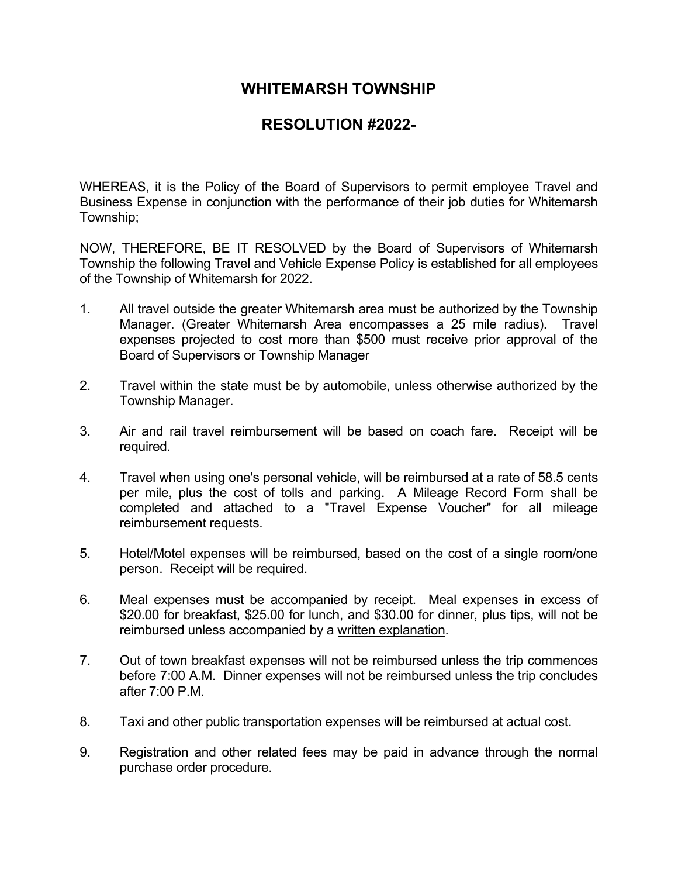# WHITEMARSH TOWNSHIP

# RESOLUTION #2022-

WHEREAS, it is the Policy of the Board of Supervisors to permit employee Travel and Business Expense in conjunction with the performance of their job duties for Whitemarsh Township;

NOW, THEREFORE, BE IT RESOLVED by the Board of Supervisors of Whitemarsh Township the following Travel and Vehicle Expense Policy is established for all employees of the Township of Whitemarsh for 2022.

1. All travel outside the greater Whitemarsh area must be authorized by the Township Manager. (Greater Whitemarsh Area encompasses a 25 mile radius). Travel expenses projected to cost more than $500 must receive prior approval of the Board of Supervisors or Township Manager

2. Travel within the state must be by automobile, unless otherwise authorized by the Township Manager.

3. Air and rail travel reimbursement will be based on coach fare. Receipt will be required.

4. Travel when using one's personal vehicle, will be reimbursed at a rate of 58.5 cents per mile, plus the cost of tolls and parking. A Mileage Record Form shall be completed and attached to a "Travel Expense Voucher" for all mileage reimbursement requests.

5. Hotel/Motel expenses will be reimbursed, based on the cost of a single room/one person. Receipt will be required.

6. Meal expenses must be accompanied by receipt. Meal expenses in excess of $20.00 for breakfast, $25.00 for lunch, and $30.00 for dinner, plus tips, will not be reimbursed unless accompanied by a <u>written explanation</u>.

7. Out of town breakfast expenses will not be reimbursed unless the trip commences before 7:00 A.M. Dinner expenses will not be reimbursed unless the trip concludes after 7:00 P.M.

8. Taxi and other public transportation expenses will be reimbursed at actual cost.

9. Registration and other related fees may be paid in advance through the normal purchase order procedure.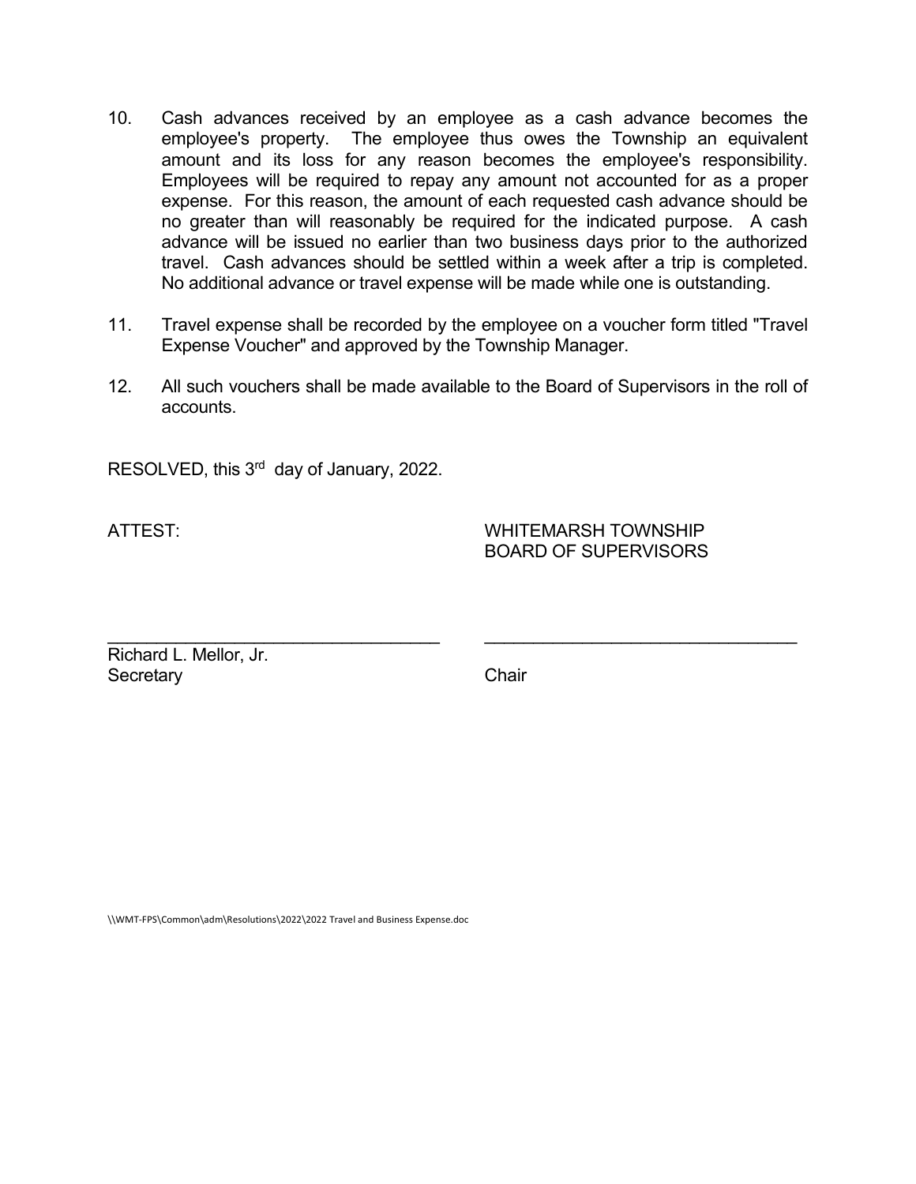10. Cash advances received by an employee as a cash advance becomes the employee's property. The employee thus owes the Township an equivalent amount and its loss for any reason becomes the employee's responsibility. Employees will be required to repay any amount not accounted for as a proper expense. For this reason, the amount of each requested cash advance should be no greater than will reasonably be required for the indicated purpose. A cash advance will be issued no earlier than two business days prior to the authorized travel. Cash advances should be settled within a week after a trip is completed. No additional advance or travel expense will be made while one is outstanding.

11. Travel expense shall be recorded by the employee on a voucher form titled "Travel Expense Voucher" and approved by the Township Manager.

12. All such vouchers shall be made available to the Board of Supervisors in the roll of accounts.

RESOLVED, this 3rd day of January, 2022.

ATTEST: WHITEMARSH TOWNSHIP BOARD OF SUPERVISORS

\_\_\_\_\_\_\_\_\_\_\_\_\_\_\_\_\_\_\_\_\_\_\_\_\_\_\_\_\_\_\_\_\_\_
Richard L. Mellor, Jr.
Secretary

\_\_\_\_\_\_\_\_\_\_\_\_\_\_\_\_\_\_\_\_\_\_\_\_\_\_\_\_\_\_\_\_
Chair

\\WMT-FPS\Common\adm\Resolutions\2022\2022 Travel and Business Expense.doc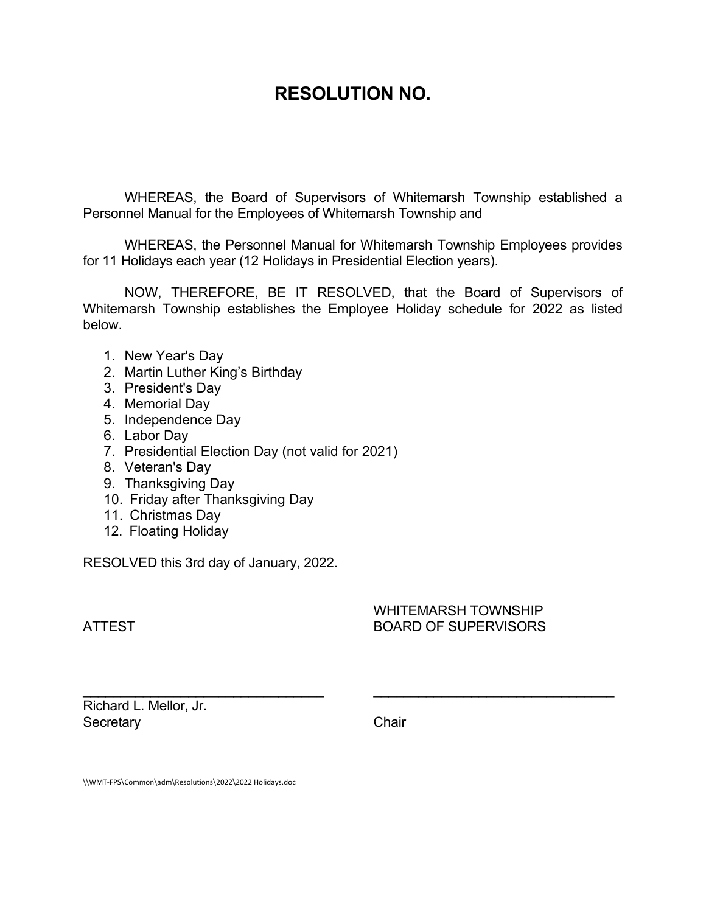# RESOLUTION NO.

WHEREAS, the Board of Supervisors of Whitemarsh Township established a Personnel Manual for the Employees of Whitemarsh Township and

WHEREAS, the Personnel Manual for Whitemarsh Township Employees provides for 11 Holidays each year (12 Holidays in Presidential Election years).

NOW, THEREFORE, BE IT RESOLVED, that the Board of Supervisors of Whitemarsh Township establishes the Employee Holiday schedule for 2022 as listed below.

1. New Year's Day
2. Martin Luther King's Birthday
3. President's Day
4. Memorial Day
5. Independence Day
6. Labor Day
7. Presidential Election Day (not valid for 2021)
8. Veteran's Day
9. Thanksgiving Day
10. Friday after Thanksgiving Day
11. Christmas Day
12. Floating Holiday

RESOLVED this 3rd day of January, 2022.

ATTEST

WHITEMARSH TOWNSHIP BOARD OF SUPERVISORS

\_\_\_\_\_\_\_\_\_\_\_\_\_\_\_\_\_\_\_\_\_\_\_\_\_\_\_\_\_\_\_\_

Richard L. Mellor, Jr.
Secretary

\_\_\_\_\_\_\_\_\_\_\_\_\_\_\_\_\_\_\_\_\_\_\_\_\_\_\_\_\_\_\_\_

Chair

\\WMT-FPS\Common\adm\Resolutions\2022\2022 Holidays.doc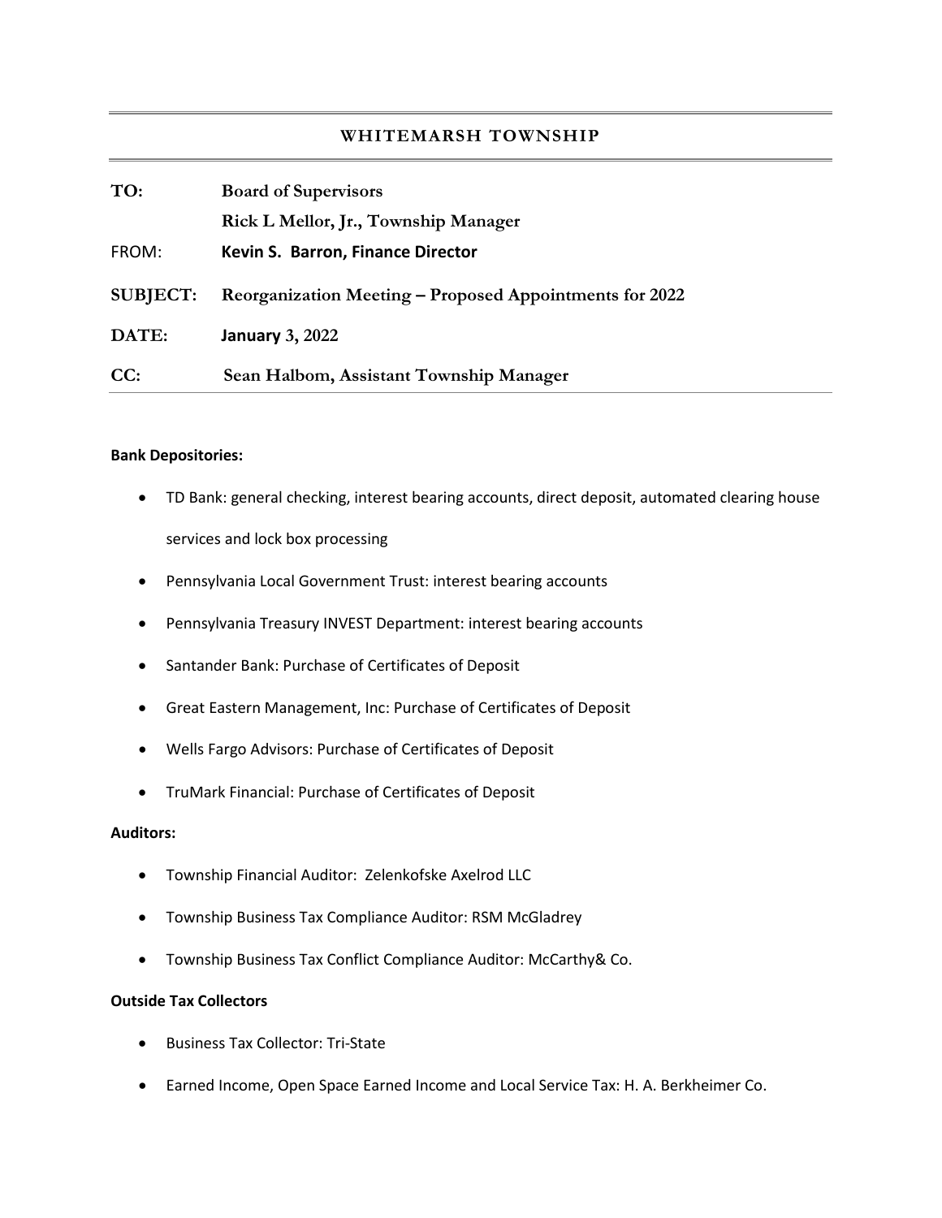# WHITEMARSH TOWNSHIP

| | |
|---|---|
| **TO:** | **Board of Supervisors** |
| | **Rick L Mellor, Jr., Township Manager** |
| FROM: | **Kevin S. Barron, Finance Director** |
| **SUBJECT:** | **Reorganization Meeting – Proposed Appointments for 2022** |
| **DATE:** | **January 3, 2022** |
| **CC:** | **Sean Halbom, Assistant Township Manager** |

**Bank Depositories:**

- TD Bank: general checking, interest bearing accounts, direct deposit, automated clearing house services and lock box processing
- Pennsylvania Local Government Trust: interest bearing accounts
- Pennsylvania Treasury INVEST Department: interest bearing accounts
- Santander Bank: Purchase of Certificates of Deposit
- Great Eastern Management, Inc: Purchase of Certificates of Deposit
- Wells Fargo Advisors: Purchase of Certificates of Deposit
- TruMark Financial: Purchase of Certificates of Deposit

**Auditors:**

- Township Financial Auditor: Zelenkofske Axelrod LLC
- Township Business Tax Compliance Auditor: RSM McGladrey
- Township Business Tax Conflict Compliance Auditor: McCarthy& Co.

**Outside Tax Collectors**

- Business Tax Collector: Tri-State
- Earned Income, Open Space Earned Income and Local Service Tax: H. A. Berkheimer Co.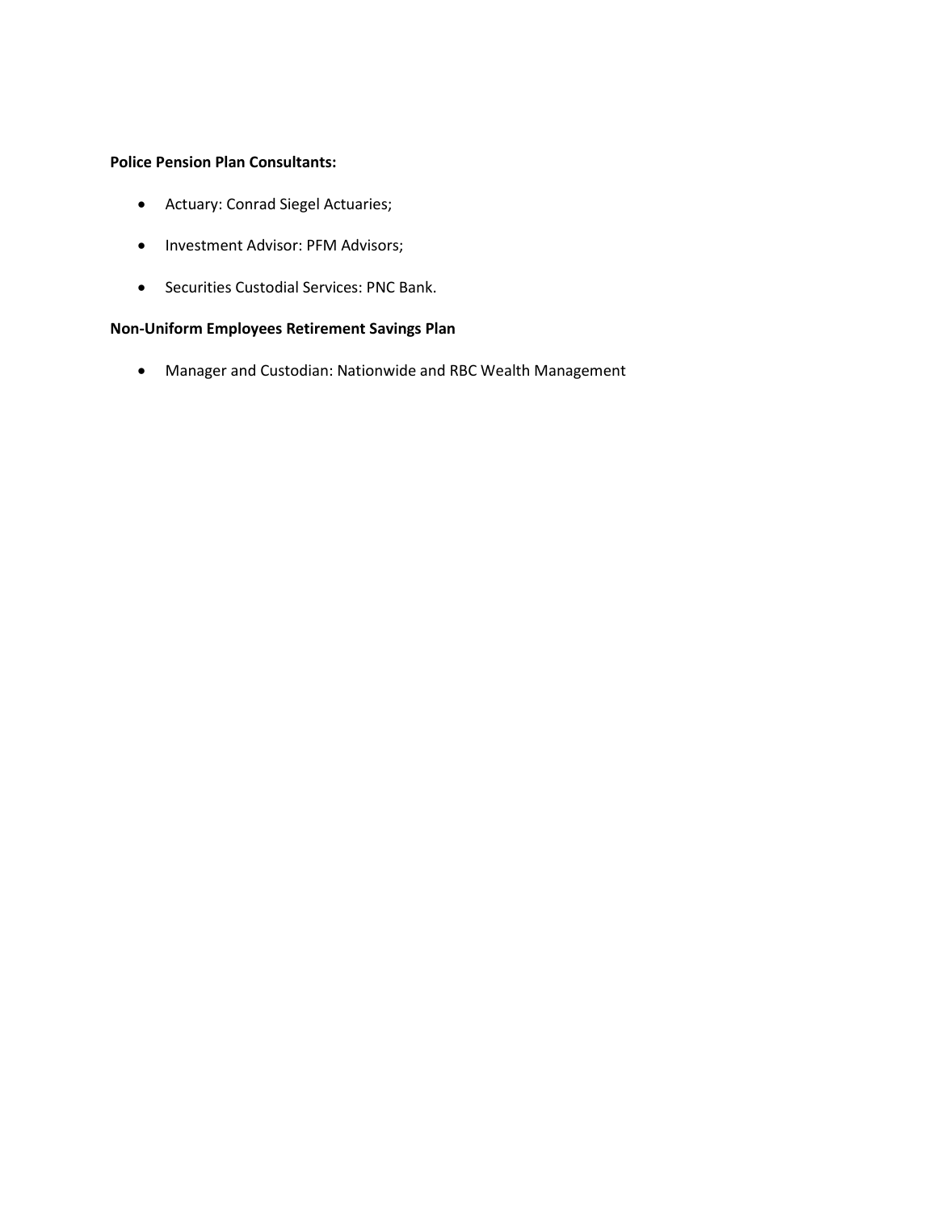**Police Pension Plan Consultants:**

- Actuary: Conrad Siegel Actuaries;
- Investment Advisor: PFM Advisors;
- Securities Custodial Services: PNC Bank.

**Non-Uniform Employees Retirement Savings Plan**

- Manager and Custodian: Nationwide and RBC Wealth Management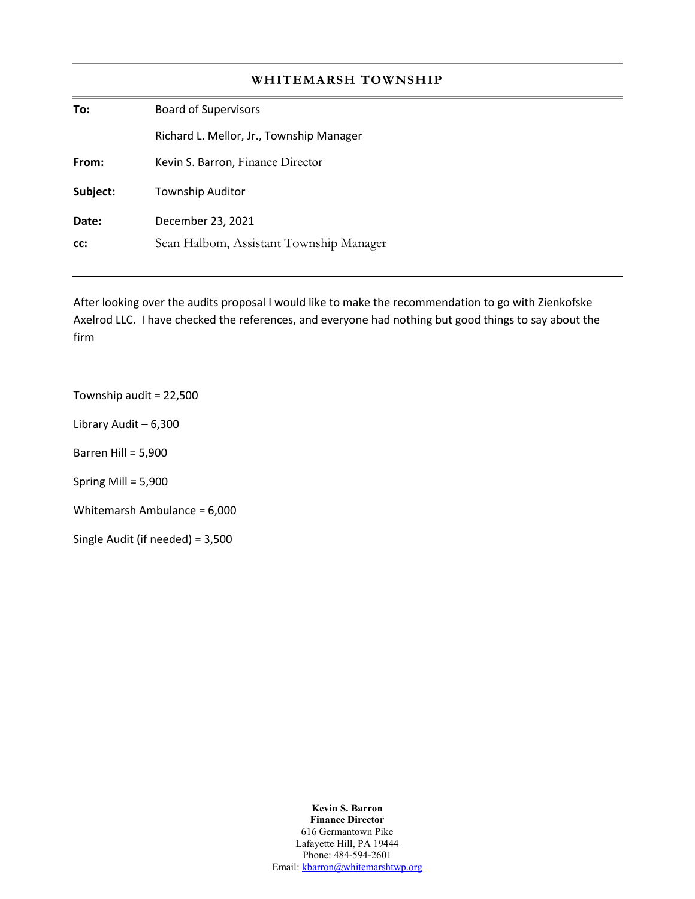# WHITEMARSH TOWNSHIP

| | |
|---|---|
| **To:** | Board of Supervisors |
| | Richard L. Mellor, Jr., Township Manager |
| **From:** | Kevin S. Barron, Finance Director |
| **Subject:** | Township Auditor |
| **Date:** | December 23, 2021 |
| **cc:** | Sean Halbom, Assistant Township Manager |

After looking over the audits proposal I would like to make the recommendation to go with Zienkofske Axelrod LLC. I have checked the references, and everyone had nothing but good things to say about the firm

Township audit = 22,500

Library Audit – 6,300

Barren Hill = 5,900

Spring Mill = 5,900

Whitemarsh Ambulance = 6,000

Single Audit (if needed) = 3,500

**Kevin S. Barron**
**Finance Director**
616 Germantown Pike
Lafayette Hill, PA 19444
Phone: 484-594-2601
Email: kbarron@whitemarshtwp.org